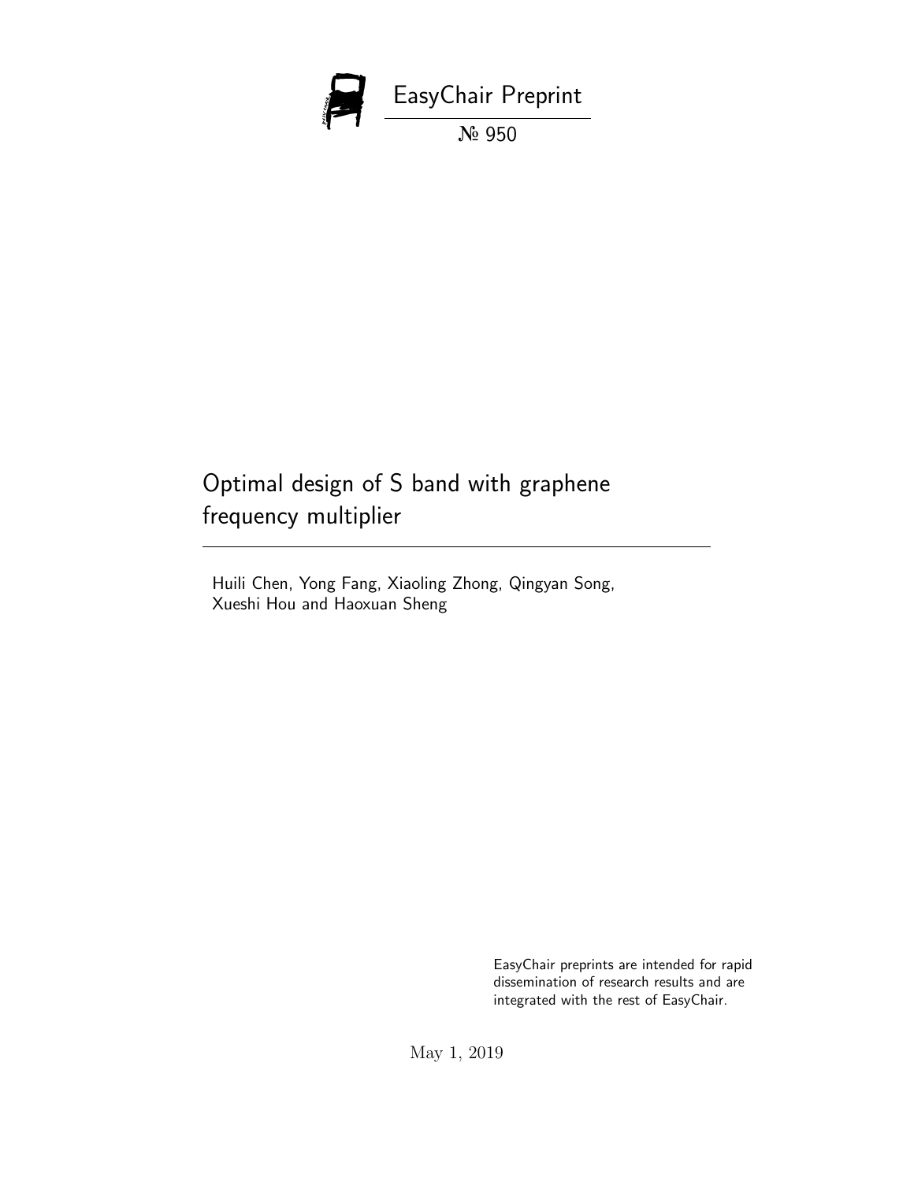EasyChair Preprint

№ 950

# Optimal design of S band with graphene frequency multiplier

Huili Chen, Yong Fang, Xiaoling Zhong, Qingyan Song, Xueshi Hou and Haoxuan Sheng

EasyChair preprints are intended for rapid dissemination of research results and are integrated with the rest of EasyChair.

May 1, 2019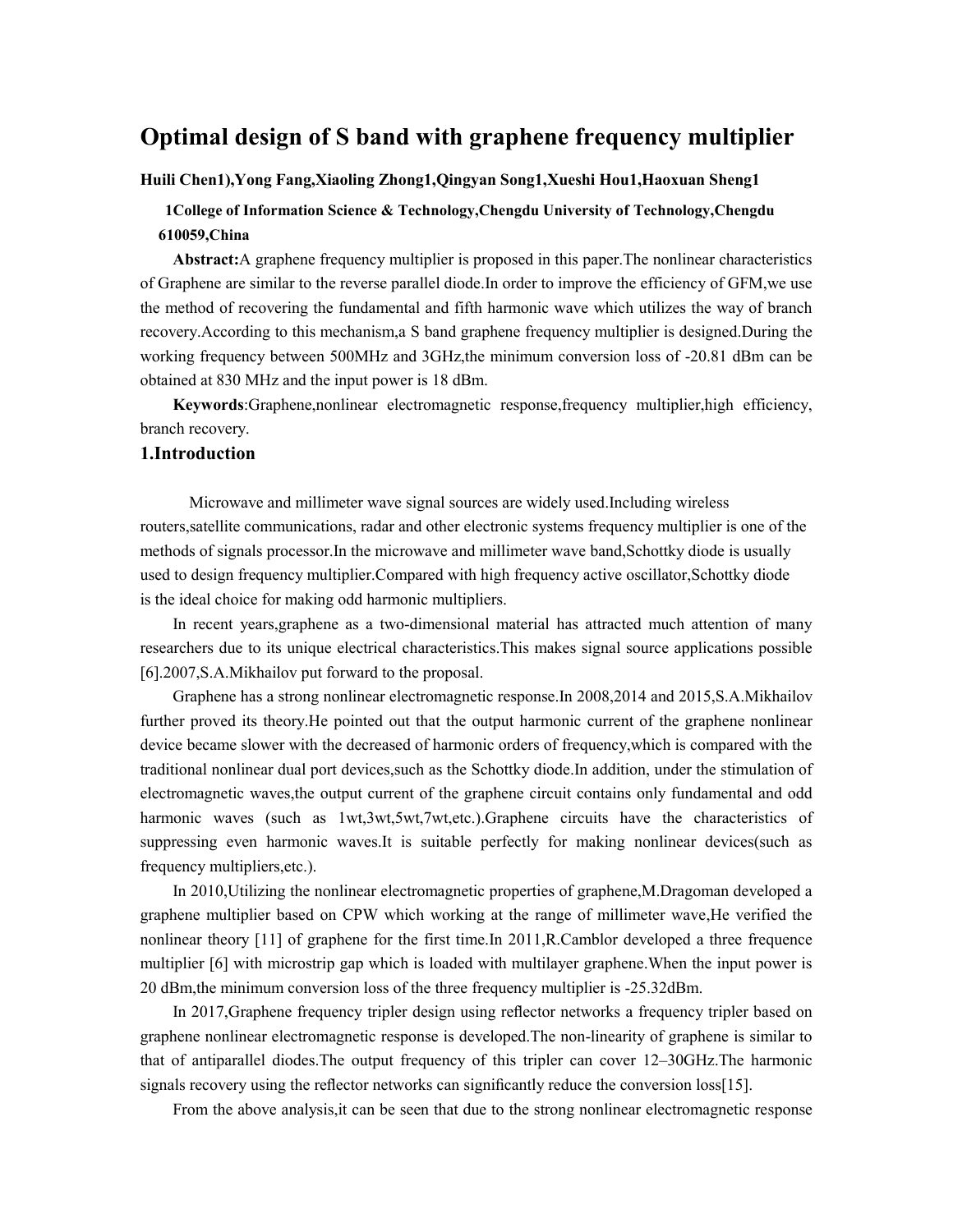# Optimal design of S band with graphene frequency multiplier

**Huili Chen1),Yong Fang,Xiaoling Zhong1,Qingyan Song1,Xueshi Hou1,Haoxuan Sheng1**

**1College of Information Science & Technology,Chengdu University of Technology,Chengdu 610059,China**

**Abstract:**A graphene frequency multiplier is proposed in this paper.The nonlinear characteristics of Graphene are similar to the reverse parallel diode.In order to improve the efficiency of GFM,we use the method of recovering the fundamental and fifth harmonic wave which utilizes the way of branch recovery.According to this mechanism,a S band graphene frequency multiplier is designed.During the working frequency between 500MHz and 3GHz,the minimum conversion loss of -20.81 dBm can be obtained at 830 MHz and the input power is 18 dBm.

**Keywords**:Graphene,nonlinear electromagnetic response,frequency multiplier,high efficiency, branch recovery.

## 1.Introduction

Microwave and millimeter wave signal sources are widely used.Including wireless routers,satellite communications, radar and other electronic systems frequency multiplier is one of the methods of signals processor.In the microwave and millimeter wave band,Schottky diode is usually used to design frequency multiplier.Compared with high frequency active oscillator,Schottky diode is the ideal choice for making odd harmonic multipliers.

In recent years,graphene as a two-dimensional material has attracted much attention of many researchers due to its unique electrical characteristics.This makes signal source applications possible [6].2007,S.A.Mikhailov put forward to the proposal.

Graphene has a strong nonlinear electromagnetic response.In 2008,2014 and 2015,S.A.Mikhailov further proved its theory.He pointed out that the output harmonic current of the graphene nonlinear device became slower with the decreased of harmonic orders of frequency,which is compared with the traditional nonlinear dual port devices,such as the Schottky diode.In addition, under the stimulation of electromagnetic waves,the output current of the graphene circuit contains only fundamental and odd harmonic waves (such as 1wt,3wt,5wt,7wt,etc.).Graphene circuits have the characteristics of suppressing even harmonic waves.It is suitable perfectly for making nonlinear devices(such as frequency multipliers,etc.).

In 2010,Utilizing the nonlinear electromagnetic properties of graphene,M.Dragoman developed a graphene multiplier based on CPW which working at the range of millimeter wave,He verified the nonlinear theory [11] of graphene for the first time.In 2011,R.Camblor developed a three frequence multiplier [6] with microstrip gap which is loaded with multilayer graphene.When the input power is 20 dBm,the minimum conversion loss of the three frequency multiplier is -25.32dBm.

In 2017,Graphene frequency tripler design using reflector networks a frequency tripler based on graphene nonlinear electromagnetic response is developed.The non-linearity of graphene is similar to that of antiparallel diodes.The output frequency of this tripler can cover 12–30GHz.The harmonic signals recovery using the reflector networks can significantly reduce the conversion loss[15].

From the above analysis,it can be seen that due to the strong nonlinear electromagnetic response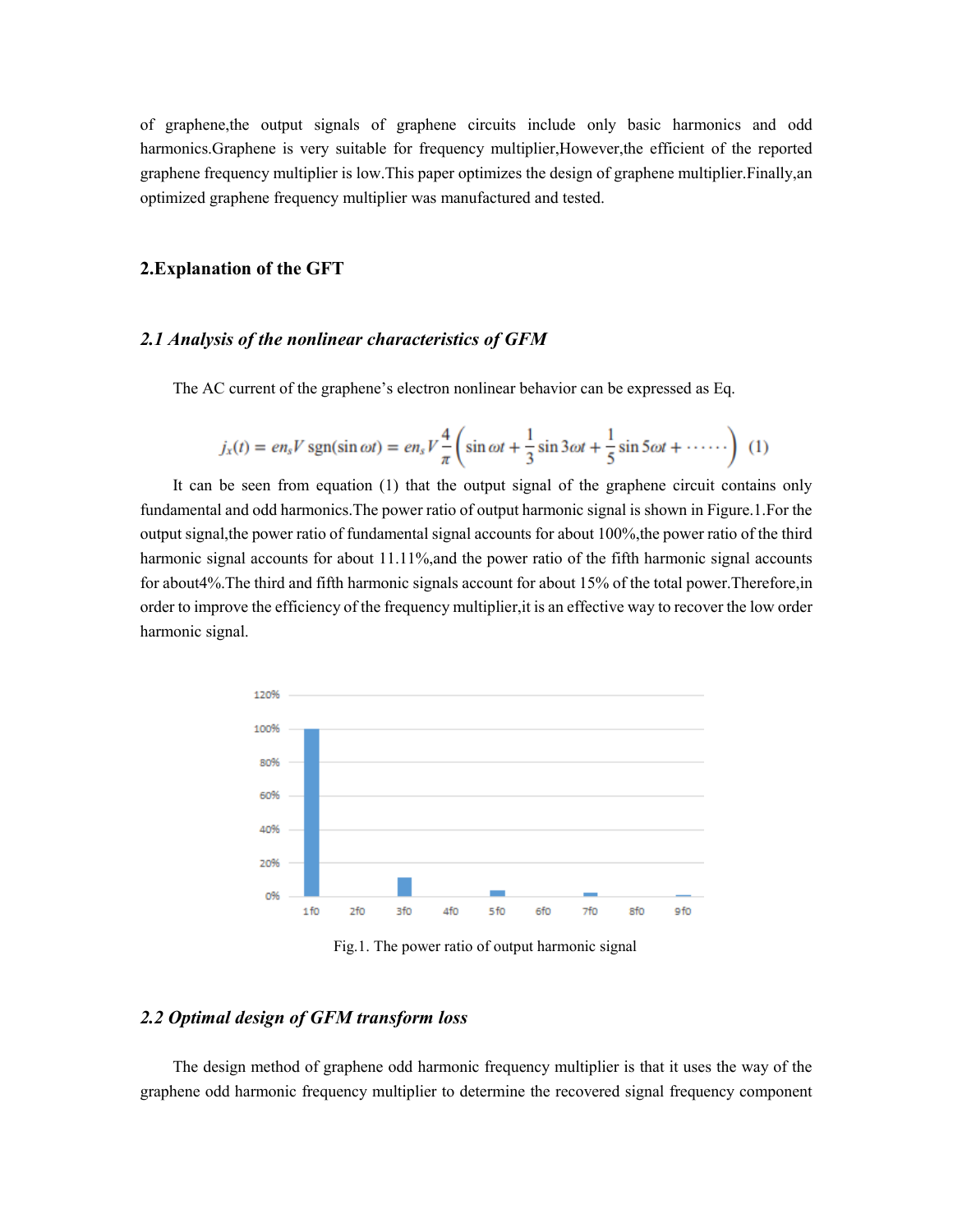of graphene,the output signals of graphene circuits include only basic harmonics and odd harmonics.Graphene is very suitable for frequency multiplier,However,the efficient of the reported graphene frequency multiplier is low.This paper optimizes the design of graphene multiplier.Finally,an optimized graphene frequency multiplier was manufactured and tested.

## 2.Explanation of the GFT

### *2.1 Analysis of the nonlinear characteristics of GFM*

The AC current of the graphene's electron nonlinear behavior can be expressed as Eq.

$$j_x(t) = en_s V \operatorname{sgn}(\sin \omega t) = en_s V \frac{4}{\pi}\left(\sin \omega t + \frac{1}{3}\sin 3\omega t + \frac{1}{5}\sin 5\omega t + \cdots\cdots\right) \quad (1)$$

It can be seen from equation (1) that the output signal of the graphene circuit contains only fundamental and odd harmonics.The power ratio of output harmonic signal is shown in Figure.1.For the output signal,the power ratio of fundamental signal accounts for about 100%,the power ratio of the third harmonic signal accounts for about 11.11%,and the power ratio of the fifth harmonic signal accounts for about4%.The third and fifth harmonic signals account for about 15% of the total power.Therefore,in order to improve the efficiency of the frequency multiplier,it is an effective way to recover the low order harmonic signal.

Fig.1. The power ratio of output harmonic signal

### *2.2 Optimal design of GFM transform loss*

The design method of graphene odd harmonic frequency multiplier is that it uses the way of the graphene odd harmonic frequency multiplier to determine the recovered signal frequency component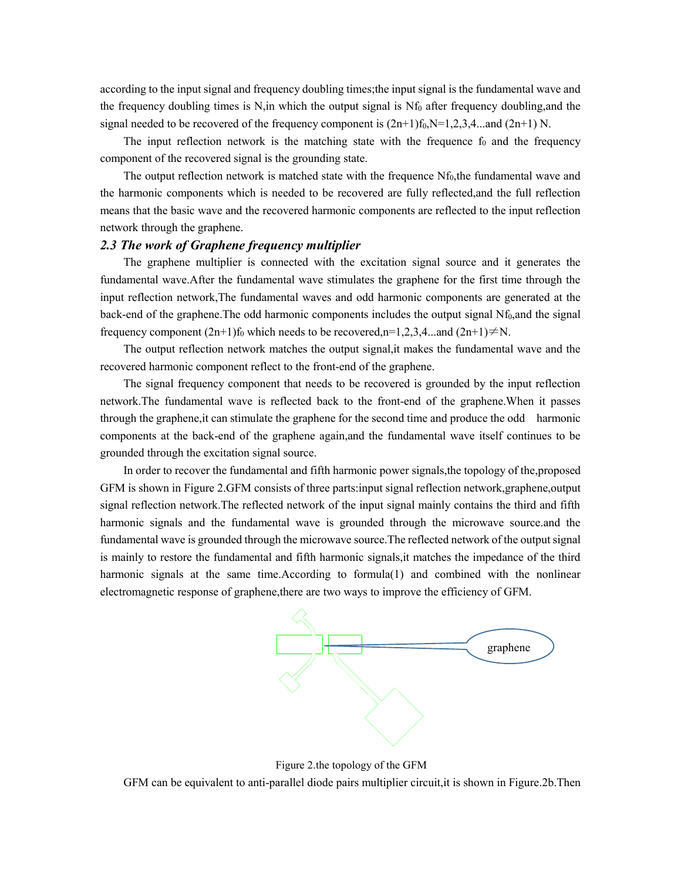according to the input signal and frequency doubling times;the input signal is the fundamental wave and the frequency doubling times is N,in which the output signal is $Nf_0$ after frequency doubling,and the signal needed to be recovered of the frequency component is $(2n+1)f_0$,N=1,2,3,4...and (2n+1) N.

The input reflection network is the matching state with the frequence $f_0$ and the frequency component of the recovered signal is the grounding state.

The output reflection network is matched state with the frequence $Nf_0$,the fundamental wave and the harmonic components which is needed to be recovered are fully reflected,and the full reflection means that the basic wave and the recovered harmonic components are reflected to the input reflection network through the graphene.

### *2.3 The work of Graphene frequency multiplier*

The graphene multiplier is connected with the excitation signal source and it generates the fundamental wave.After the fundamental wave stimulates the graphene for the first time through the input reflection network,The fundamental waves and odd harmonic components are generated at the back-end of the graphene.The odd harmonic components includes the output signal $Nf_0$,and the signal frequency component $(2n+1)f_0$ which needs to be recovered,n=1,2,3,4...and $(2n+1)\neq N$.

The output reflection network matches the output signal,it makes the fundamental wave and the recovered harmonic component reflect to the front-end of the graphene.

The signal frequency component that needs to be recovered is grounded by the input reflection network.The fundamental wave is reflected back to the front-end of the graphene.When it passes through the graphene,it can stimulate the graphene for the second time and produce the odd harmonic components at the back-end of the graphene again,and the fundamental wave itself continues to be grounded through the excitation signal source.

In order to recover the fundamental and fifth harmonic power signals,the topology of the,proposed GFM is shown in Figure 2.GFM consists of three parts:input signal reflection network,graphene,output signal reflection network.The reflected network of the input signal mainly contains the third and fifth harmonic signals and the fundamental wave is grounded through the microwave source.and the fundamental wave is grounded through the microwave source.The reflected network of the output signal is mainly to restore the fundamental and fifth harmonic signals,it matches the impedance of the third harmonic signals at the same time.According to formula(1) and combined with the nonlinear electromagnetic response of graphene,there are two ways to improve the efficiency of GFM.

graphene

Figure 2.the topology of the GFM

GFM can be equivalent to anti-parallel diode pairs multiplier circuit,it is shown in Figure.2b.Then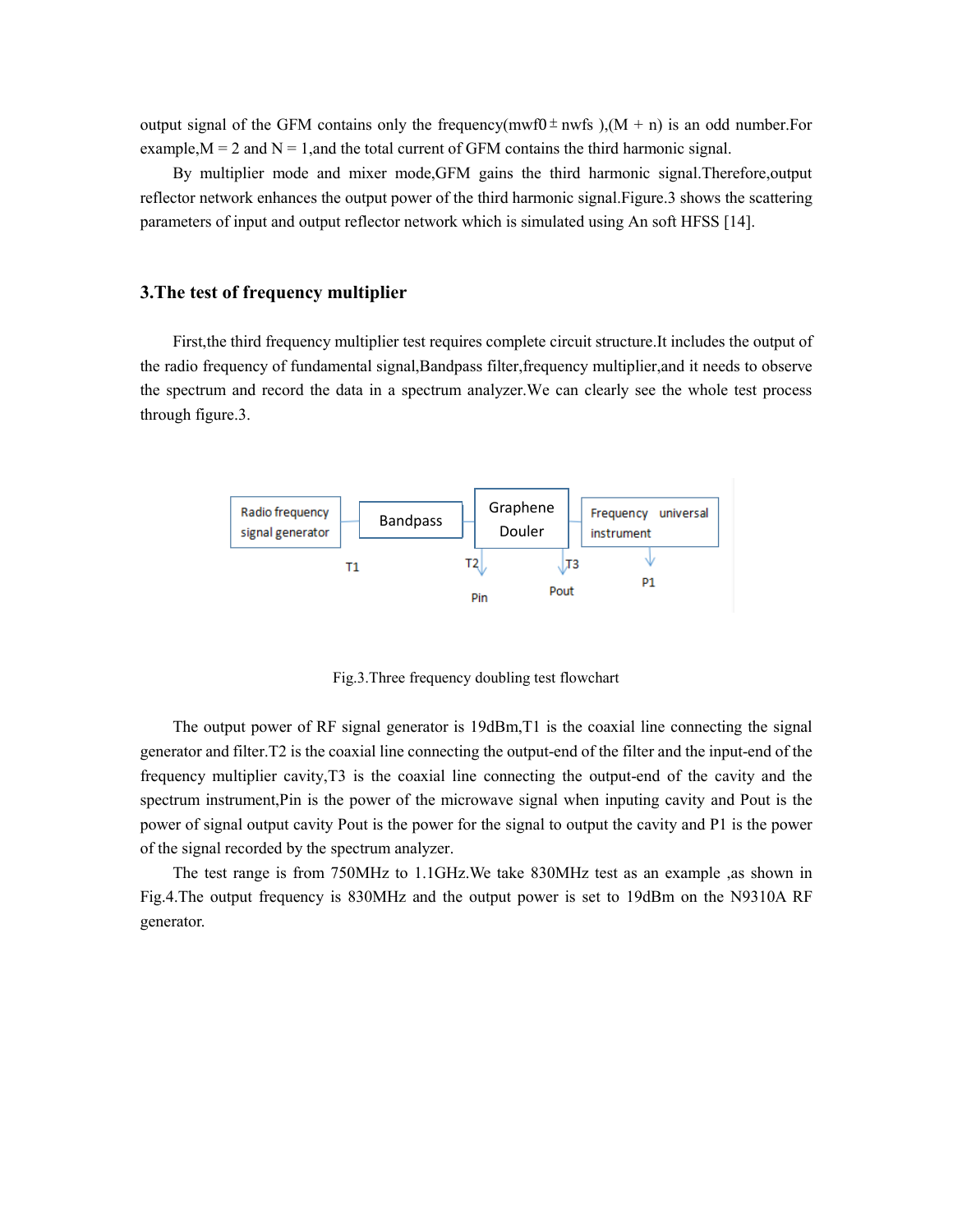output signal of the GFM contains only the frequency($mwf0 \pm nwfs$ ),($M + n$) is an odd number.For example,$M = 2$ and $N = 1$,and the total current of GFM contains the third harmonic signal.

By multiplier mode and mixer mode,GFM gains the third harmonic signal.Therefore,output reflector network enhances the output power of the third harmonic signal.Figure.3 shows the scattering parameters of input and output reflector network which is simulated using An soft HFSS [14].

## 3.The test of frequency multiplier

First,the third frequency multiplier test requires complete circuit structure.It includes the output of the radio frequency of fundamental signal,Bandpass filter,frequency multiplier,and it needs to observe the spectrum and record the data in a spectrum analyzer.We can clearly see the whole test process through figure.3.

Radio frequency signal generator → Bandpass → Graphene Douler → Frequency universal instrument

T1, T2, T3, Pin, Pout, P1

Fig.3.Three frequency doubling test flowchart

The output power of RF signal generator is 19dBm,T1 is the coaxial line connecting the signal generator and filter.T2 is the coaxial line connecting the output-end of the filter and the input-end of the frequency multiplier cavity,T3 is the coaxial line connecting the output-end of the cavity and the spectrum instrument,Pin is the power of the microwave signal when inputing cavity and Pout is the power of signal output cavity Pout is the power for the signal to output the cavity and P1 is the power of the signal recorded by the spectrum analyzer.

The test range is from 750MHz to 1.1GHz.We take 830MHz test as an example ,as shown in Fig.4.The output frequency is 830MHz and the output power is set to 19dBm on the N9310A RF generator.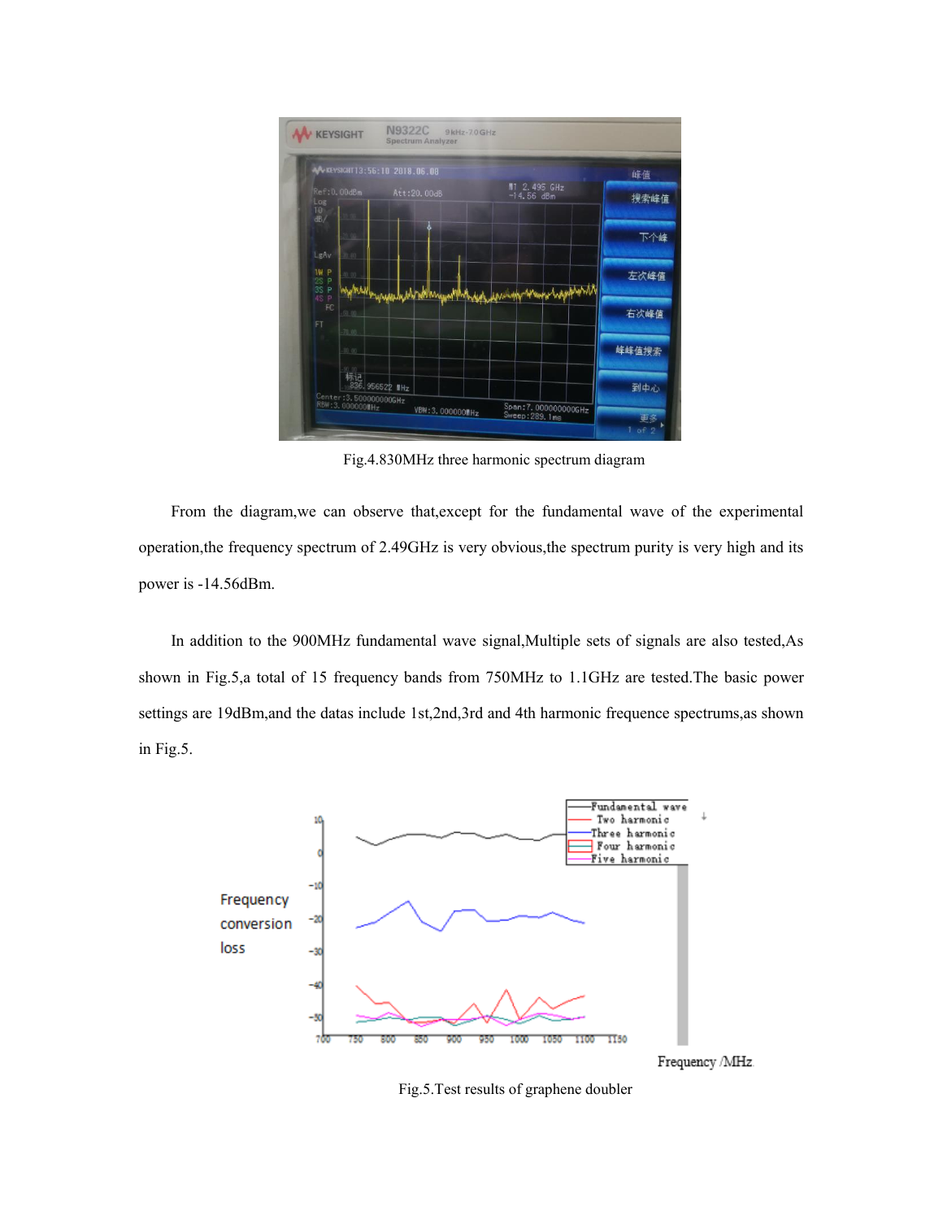Fig.4.830MHz three harmonic spectrum diagram

From the diagram,we can observe that,except for the fundamental wave of the experimental operation,the frequency spectrum of 2.49GHz is very obvious,the spectrum purity is very high and its power is -14.56dBm.

In addition to the 900MHz fundamental wave signal,Multiple sets of signals are also tested,As shown in Fig.5,a total of 15 frequency bands from 750MHz to 1.1GHz are tested.The basic power settings are 19dBm,and the datas include 1st,2nd,3rd and 4th harmonic frequence spectrums,as shown in Fig.5.

Fig.5.Test results of graphene doubler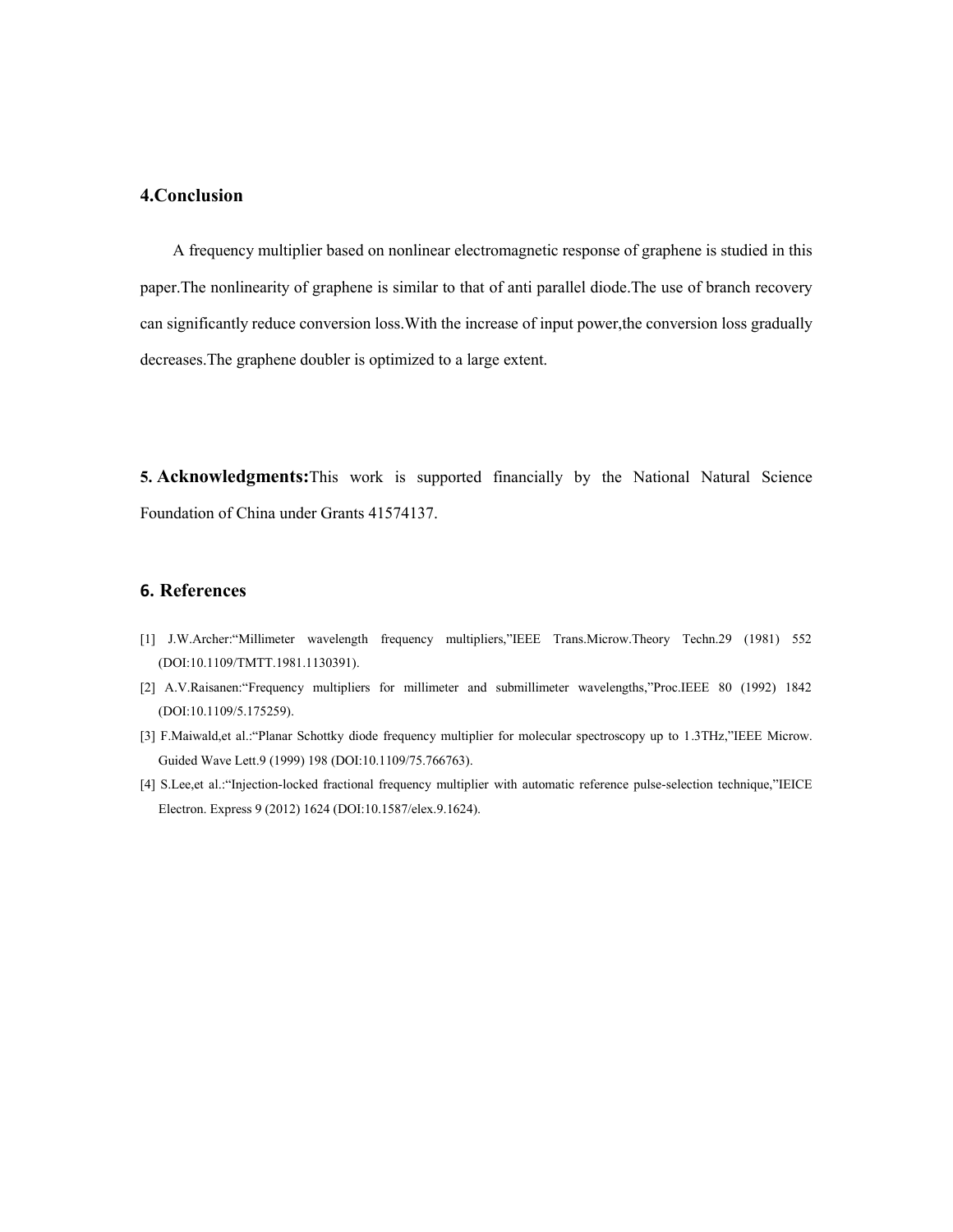## 4.Conclusion

A frequency multiplier based on nonlinear electromagnetic response of graphene is studied in this paper.The nonlinearity of graphene is similar to that of anti parallel diode.The use of branch recovery can significantly reduce conversion loss.With the increase of input power,the conversion loss gradually decreases.The graphene doubler is optimized to a large extent.

**5. Acknowledgments:**This work is supported financially by the National Natural Science Foundation of China under Grants 41574137.

## 6. References

[1] J.W.Archer:"Millimeter wavelength frequency multipliers,"IEEE Trans.Microw.Theory Techn.29 (1981) 552 (DOI:10.1109/TMTT.1981.1130391).

[2] A.V.Raisanen:"Frequency multipliers for millimeter and submillimeter wavelengths,"Proc.IEEE 80 (1992) 1842 (DOI:10.1109/5.175259).

[3] F.Maiwald,et al.:"Planar Schottky diode frequency multiplier for molecular spectroscopy up to 1.3THz,"IEEE Microw. Guided Wave Lett.9 (1999) 198 (DOI:10.1109/75.766763).

[4] S.Lee,et al.:"Injection-locked fractional frequency multiplier with automatic reference pulse-selection technique,"IEICE Electron. Express 9 (2012) 1624 (DOI:10.1587/elex.9.1624).